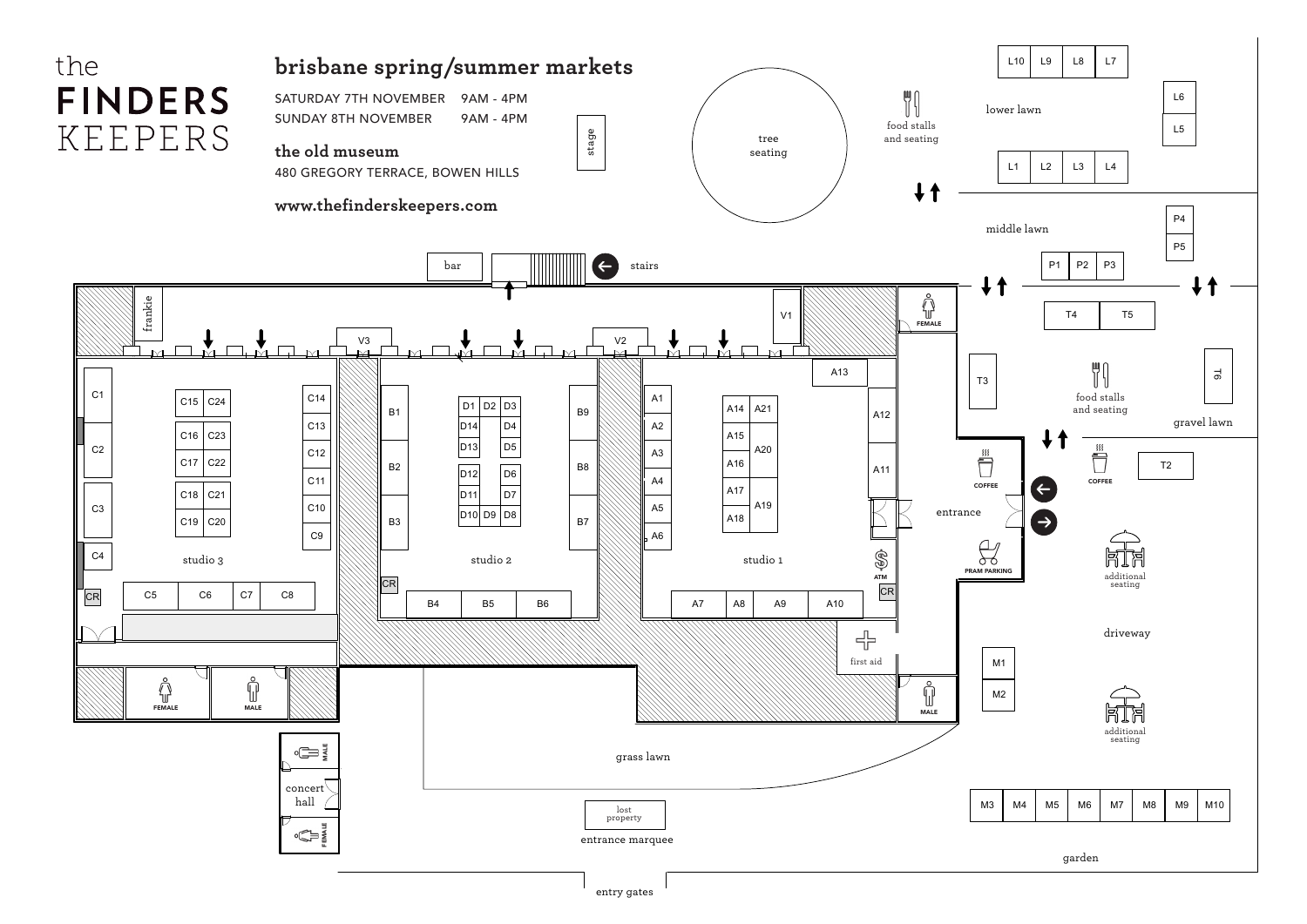the
**FINDERS**
KEEPERS

# brisbane spring/summer markets

SATURDAY 7TH NOVEMBER 9AM - 4PM
SUNDAY 8TH NOVEMBER 9AM - 4PM

**the old museum**
480 GREGORY TERRACE, BOWEN HILLS

**www.thefinderskeepers.com**

stage

tree seating

food stalls and seating

lower lawn

L10 L9 L8 L7

L6
L5

L1 L2 L3 L4

middle lawn

P4
P5

P1 P2 P3

bar

stairs

frankie

V1

V3

V2

FEMALE

T4 T5

T3

food stalls and seating

T6

gravel lawn

COFFEE

COFFEE

T2

entrance

PRAM PARKING

additional seating

driveway

additional seating

studio 3

C1
C2
C3
C4
CR

C15 C24
C16 C23
C17 C22
C18 C21
C19 C20

C14
C13
C12
C11
C10
C9

C5 C6 C7 C8

studio 2

B1
B2
B3
CR

D1 D2 D3
D14 D4
D13 D5
D12 D6
D11 D7
D10 D9 D8

B9
B8
B7

B4 B5 B6

studio 1

A1
A2
A3
A4
A5
A6

A14 A21
A15 A20
A16
A17 A19
A18

A13
A12
A11

ATM
CR

A7 A8 A9 A10

first aid

MALE

M1
M2

FEMALE

MALE

MALE

concert hall

FEMALE

grass lawn

lost property

entrance marquee

M3 M4 M5 M6 M7 M8 M9 M10

garden

entry gates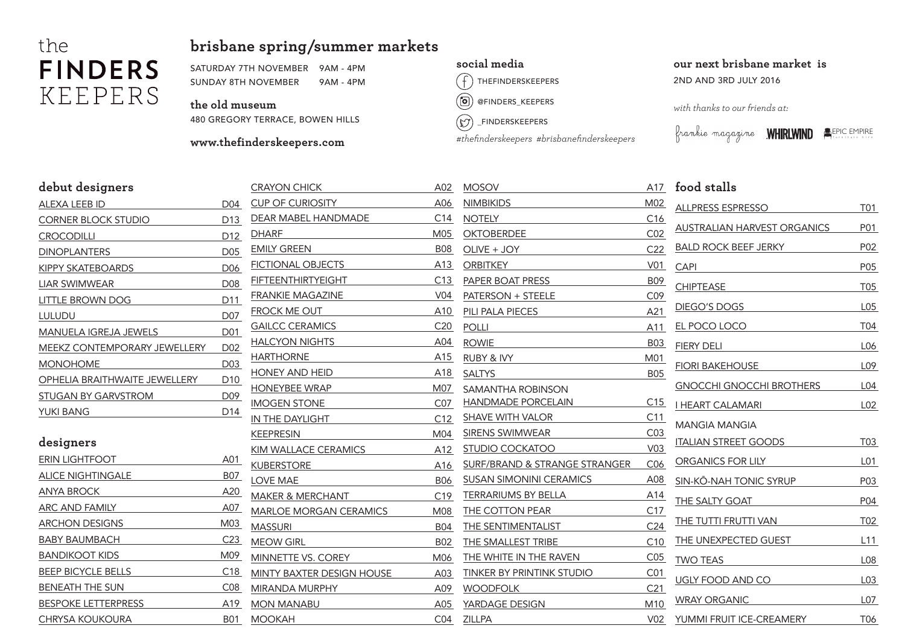# the FINDERS KEEPERS

## brisbane spring/summer markets

SATURDAY 7TH NOVEMBER 9AM - 4PM
SUNDAY 8TH NOVEMBER 9AM - 4PM

**the old museum**
480 GREGORY TERRACE, BOWEN HILLS

**www.thefinderskeepers.com**

**social media**

THEFINDERSKEEPERS
@FINDERS_KEEPERS
_FINDERSKEEPERS

*#thefinderskeepers #brisbanefinderskeepers*

**our next brisbane market is**
2ND AND 3RD JULY 2016

*with thanks to our friends at:*

frankie magazine WHIRLWIND EPIC EMPIRE

## debut designers

| | |
|---|---|
| ALEXA LEEB ID | D04 |
| CORNER BLOCK STUDIO | D13 |
| CROCODILLI | D12 |
| DINOPLANTERS | D05 |
| KIPPY SKATEBOARDS | D06 |
| LIAR SWIMWEAR | D08 |
| LITTLE BROWN DOG | D11 |
| LULUDU | D07 |
| MANUELA IGREJA JEWELS | D01 |
| MEEKZ CONTEMPORARY JEWELLERY | D02 |
| MONOHOME | D03 |
| OPHELIA BRAITHWAITE JEWELLERY | D10 |
| STUGAN BY GARVSTROM | D09 |
| YUKI BANG | D14 |

## designers

| | |
|---|---|
| ERIN LIGHTFOOT | A01 |
| ALICE NIGHTINGALE | B07 |
| ANYA BROCK | A20 |
| ARC AND FAMILY | A07 |
| ARCHON DESIGNS | M03 |
| BABY BAUMBACH | C23 |
| BANDIKOOT KIDS | M09 |
| BEEP BICYCLE BELLS | C18 |
| BENEATH THE SUN | C08 |
| BESPOKE LETTERPRESS | A19 |
| CHRYSA KOUKOURA | B01 |
| CRAYON CHICK | A02 |
| CUP OF CURIOSITY | A06 |
| DEAR MABEL HANDMADE | C14 |
| DHARF | M05 |
| EMILY GREEN | B08 |
| FICTIONAL OBJECTS | A13 |
| FIFTEENTHIRTYEIGHT | C13 |
| FRANKIE MAGAZINE | V04 |
| FROCK ME OUT | A10 |
| GAILCC CERAMICS | C20 |
| HALCYON NIGHTS | A04 |
| HARTHORNE | A15 |
| HONEY AND HEID | A18 |
| HONEYBEE WRAP | M07 |
| IMOGEN STONE | C07 |
| IN THE DAYLIGHT | C12 |
| KEEPRESIN | M04 |
| KIM WALLACE CERAMICS | A12 |
| KUBERSTORE | A16 |
| LOVE MAE | B06 |
| MAKER & MERCHANT | C19 |
| MARLOE MORGAN CERAMICS | M08 |
| MASSURI | B04 |
| MEOW GIRL | B02 |
| MINNETTE VS. COREY | M06 |
| MINTY BAXTER DESIGN HOUSE | A03 |
| MIRANDA MURPHY | A09 |
| MON MANABU | A05 |
| MOOKAH | C04 |
| MOSOV | A17 |
| NIMBIKIDS | M02 |
| NOTELY | C16 |
| OKTOBERDEE | C02 |
| OLIVE + JOY | C22 |
| ORBITKEY | V01 |
| PAPER BOAT PRESS | B09 |
| PATERSON + STEELE | C09 |
| PILI PALA PIECES | A21 |
| POLLI | A11 |
| ROWIE | B03 |
| RUBY & IVY | M01 |
| SALTYS | B05 |
| SAMANTHA ROBINSON HANDMADE PORCELAIN | C15 |
| SHAVE WITH VALOR | C11 |
| SIRENS SWIMWEAR | C03 |
| STUDIO COCKATOO | V03 |
| SURF/BRAND & STRANGE STRANGER | C06 |
| SUSAN SIMONINI CERAMICS | A08 |
| TERRARIUMS BY BELLA | A14 |
| THE COTTON PEAR | C17 |
| THE SENTIMENTALIST | C24 |
| THE SMALLEST TRIBE | C10 |
| THE WHITE IN THE RAVEN | C05 |
| TINKER BY PRINTINK STUDIO | C01 |
| WOODFOLK | C21 |
| YARDAGE DESIGN | M10 |
| ZILLPA | V02 |

## food stalls

| | |
|---|---|
| ALLPRESS ESPRESSO | T01 |
| AUSTRALIAN HARVEST ORGANICS | P01 |
| BALD ROCK BEEF JERKY | P02 |
| CAPI | P05 |
| CHIPTEASE | T05 |
| DIEGO'S DOGS | L05 |
| EL POCO LOCO | T04 |
| FIERY DELI | L06 |
| FIORI BAKEHOUSE | L09 |
| GNOCCHI GNOCCHI BROTHERS | L04 |
| I HEART CALAMARI | L02 |
| MANGIA MANGIA ITALIAN STREET GOODS | T03 |
| ORGANICS FOR LILY | L01 |
| SIN-KŌ-NAH TONIC SYRUP | P03 |
| THE SALTY GOAT | P04 |
| THE TUTTI FRUTTI VAN | T02 |
| THE UNEXPECTED GUEST | L11 |
| TWO TEAS | L08 |
| UGLY FOOD AND CO | L03 |
| WRAY ORGANIC | L07 |
| YUMMI FRUIT ICE-CREAMERY | T06 |